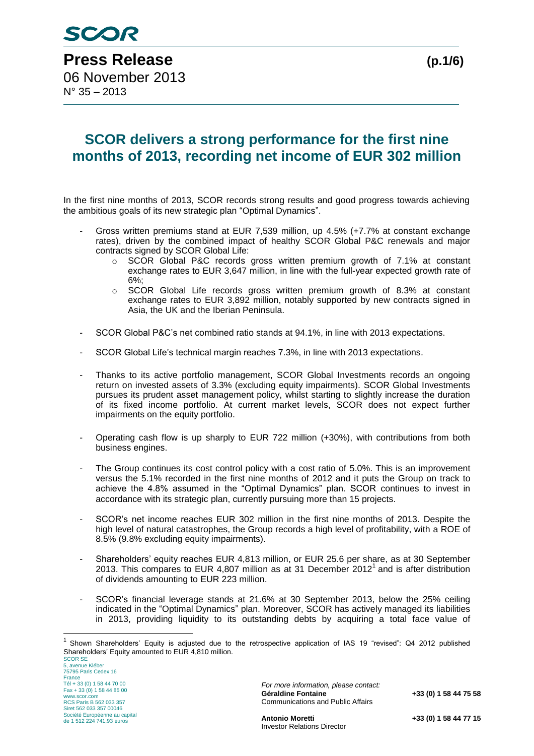# Press Release

06 November 2013
N° 35 – 2013

## SCOR delivers a strong performance for the first nine months of 2013, recording net income of EUR 302 million

In the first nine months of 2013, SCOR records strong results and good progress towards achieving the ambitious goals of its new strategic plan "Optimal Dynamics".

- Gross written premiums stand at EUR 7,539 million, up 4.5% (+7.7% at constant exchange rates), driven by the combined impact of healthy SCOR Global P&C renewals and major contracts signed by SCOR Global Life:
  - SCOR Global P&C records gross written premium growth of 7.1% at constant exchange rates to EUR 3,647 million, in line with the full-year expected growth rate of 6%;
  - SCOR Global Life records gross written premium growth of 8.3% at constant exchange rates to EUR 3,892 million, notably supported by new contracts signed in Asia, the UK and the Iberian Peninsula.
- SCOR Global P&C's net combined ratio stands at 94.1%, in line with 2013 expectations.
- SCOR Global Life's technical margin reaches 7.3%, in line with 2013 expectations.
- Thanks to its active portfolio management, SCOR Global Investments records an ongoing return on invested assets of 3.3% (excluding equity impairments). SCOR Global Investments pursues its prudent asset management policy, whilst starting to slightly increase the duration of its fixed income portfolio. At current market levels, SCOR does not expect further impairments on the equity portfolio.
- Operating cash flow is up sharply to EUR 722 million (+30%), with contributions from both business engines.
- The Group continues its cost control policy with a cost ratio of 5.0%. This is an improvement versus the 5.1% recorded in the first nine months of 2012 and it puts the Group on track to achieve the 4.8% assumed in the "Optimal Dynamics" plan. SCOR continues to invest in accordance with its strategic plan, currently pursuing more than 15 projects.
- SCOR's net income reaches EUR 302 million in the first nine months of 2013. Despite the high level of natural catastrophes, the Group records a high level of profitability, with a ROE of 8.5% (9.8% excluding equity impairments).
- Shareholders' equity reaches EUR 4,813 million, or EUR 25.6 per share, as at 30 September 2013. This compares to EUR 4,807 million as at 31 December 2012[1] and is after distribution of dividends amounting to EUR 223 million.
- SCOR's financial leverage stands at 21.6% at 30 September 2013, below the 25% ceiling indicated in the "Optimal Dynamics" plan. Moreover, SCOR has actively managed its liabilities in 2013, providing liquidity to its outstanding debts by acquiring a total face value of

[1] Shown Shareholders' Equity is adjusted due to the retrospective application of IAS 19 "revised": Q4 2012 published Shareholders' Equity amounted to EUR 4,810 million.

SCOR SE
5, avenue Kléber
75795 Paris Cedex 16
France
Tél + 33 (0) 1 58 44 70 00
Fax + 33 (0) 1 58 44 85 00
www.scor.com
RCS Paris B 562 033 357
Siret 562 033 357 00046
Société Européenne au capital de 1 512 224 741,93 euros

*For more information, please contact:*
**Géraldine Fontaine** +33 (0) 1 58 44 75 58
Communications and Public Affairs

**Antonio Moretti** +33 (0) 1 58 44 77 15
Investor Relations Director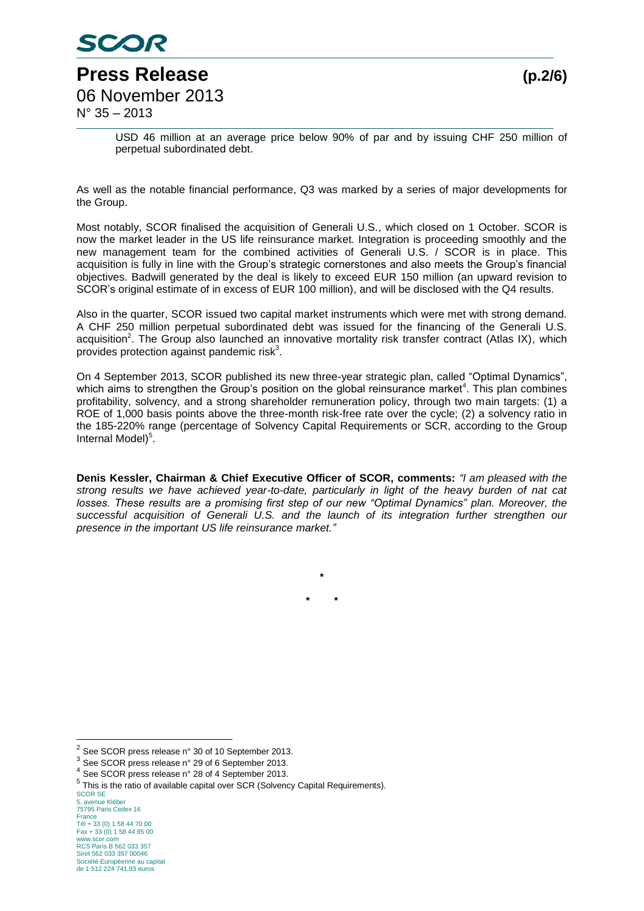USD 46 million at an average price below 90% of par and by issuing CHF 250 million of perpetual subordinated debt.

As well as the notable financial performance, Q3 was marked by a series of major developments for the Group.

Most notably, SCOR finalised the acquisition of Generali U.S., which closed on 1 October. SCOR is now the market leader in the US life reinsurance market. Integration is proceeding smoothly and the new management team for the combined activities of Generali U.S. / SCOR is in place. This acquisition is fully in line with the Group's strategic cornerstones and also meets the Group's financial objectives. Badwill generated by the deal is likely to exceed EUR 150 million (an upward revision to SCOR's original estimate of in excess of EUR 100 million), and will be disclosed with the Q4 results.

Also in the quarter, SCOR issued two capital market instruments which were met with strong demand. A CHF 250 million perpetual subordinated debt was issued for the financing of the Generali U.S. acquisition[2]. The Group also launched an innovative mortality risk transfer contract (Atlas IX), which provides protection against pandemic risk[3].

On 4 September 2013, SCOR published its new three-year strategic plan, called "Optimal Dynamics", which aims to strengthen the Group's position on the global reinsurance market[4]. This plan combines profitability, solvency, and a strong shareholder remuneration policy, through two main targets: (1) a ROE of 1,000 basis points above the three-month risk-free rate over the cycle; (2) a solvency ratio in the 185-220% range (percentage of Solvency Capital Requirements or SCR, according to the Group Internal Model)[5].

**Denis Kessler, Chairman & Chief Executive Officer of SCOR, comments:** *"I am pleased with the strong results we have achieved year-to-date, particularly in light of the heavy burden of nat cat losses. These results are a promising first step of our new "Optimal Dynamics" plan. Moreover, the successful acquisition of Generali U.S. and the launch of its integration further strengthen our presence in the important US life reinsurance market."*

\*

\* \*

[2] See SCOR press release n° 30 of 10 September 2013.

[3] See SCOR press release n° 29 of 6 September 2013.

[4] See SCOR press release n° 28 of 4 September 2013.

[5] This is the ratio of available capital over SCR (Solvency Capital Requirements).

SCOR SE
5, avenue Kléber
75795 Paris Cedex 16
France
Tél + 33 (0) 1 58 44 70 00
Fax + 33 (0) 1 58 44 85 00
www.scor.com
RCS Paris B 562 033 357
Siret 562 033 357 00046
Société Européenne au capital
de 1 512 224 741,93 euros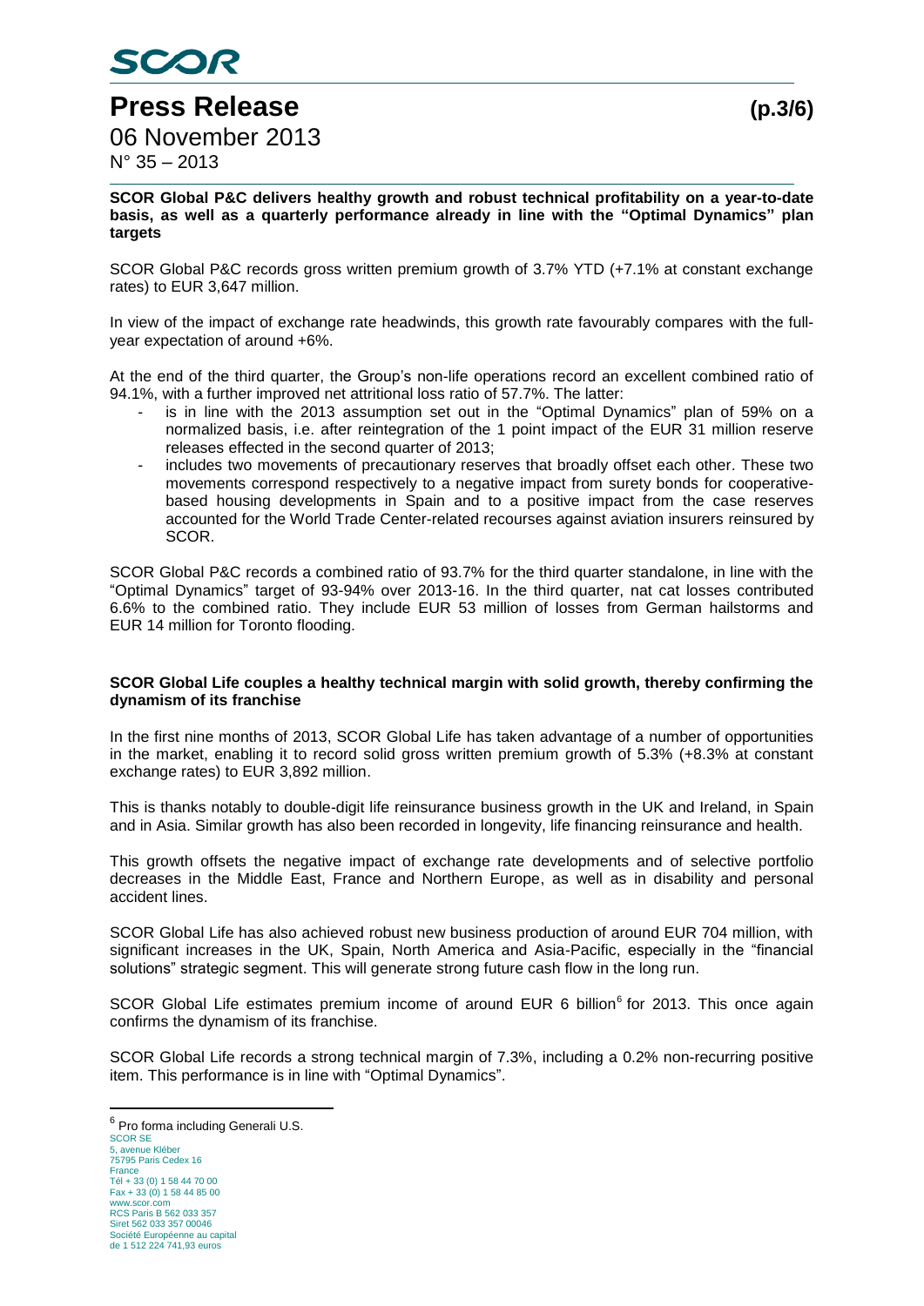**SCOR Global P&C delivers healthy growth and robust technical profitability on a year-to-date basis, as well as a quarterly performance already in line with the "Optimal Dynamics" plan targets**

SCOR Global P&C records gross written premium growth of 3.7% YTD (+7.1% at constant exchange rates) to EUR 3,647 million.

In view of the impact of exchange rate headwinds, this growth rate favourably compares with the full-year expectation of around +6%.

At the end of the third quarter, the Group's non-life operations record an excellent combined ratio of 94.1%, with a further improved net attritional loss ratio of 57.7%. The latter:

- is in line with the 2013 assumption set out in the "Optimal Dynamics" plan of 59% on a normalized basis, i.e. after reintegration of the 1 point impact of the EUR 31 million reserve releases effected in the second quarter of 2013;
- includes two movements of precautionary reserves that broadly offset each other. These two movements correspond respectively to a negative impact from surety bonds for cooperative-based housing developments in Spain and to a positive impact from the case reserves accounted for the World Trade Center-related recourses against aviation insurers reinsured by SCOR.

SCOR Global P&C records a combined ratio of 93.7% for the third quarter standalone, in line with the "Optimal Dynamics" target of 93-94% over 2013-16. In the third quarter, nat cat losses contributed 6.6% to the combined ratio. They include EUR 53 million of losses from German hailstorms and EUR 14 million for Toronto flooding.

**SCOR Global Life couples a healthy technical margin with solid growth, thereby confirming the dynamism of its franchise**

In the first nine months of 2013, SCOR Global Life has taken advantage of a number of opportunities in the market, enabling it to record solid gross written premium growth of 5.3% (+8.3% at constant exchange rates) to EUR 3,892 million.

This is thanks notably to double-digit life reinsurance business growth in the UK and Ireland, in Spain and in Asia. Similar growth has also been recorded in longevity, life financing reinsurance and health.

This growth offsets the negative impact of exchange rate developments and of selective portfolio decreases in the Middle East, France and Northern Europe, as well as in disability and personal accident lines.

SCOR Global Life has also achieved robust new business production of around EUR 704 million, with significant increases in the UK, Spain, North America and Asia-Pacific, especially in the "financial solutions" strategic segment. This will generate strong future cash flow in the long run.

SCOR Global Life estimates premium income of around EUR 6 billion[6] for 2013. This once again confirms the dynamism of its franchise.

SCOR Global Life records a strong technical margin of 7.3%, including a 0.2% non-recurring positive item. This performance is in line with "Optimal Dynamics".

[6] Pro forma including Generali U.S.

SCOR SE
5, avenue Kléber
75795 Paris Cedex 16
France
Tél + 33 (0) 1 58 44 70 00
Fax + 33 (0) 1 58 44 85 00
www.scor.com
RCS Paris B 562 033 357
Siret 562 033 357 00046
Société Européenne au capital
de 1 512 224 741,93 euros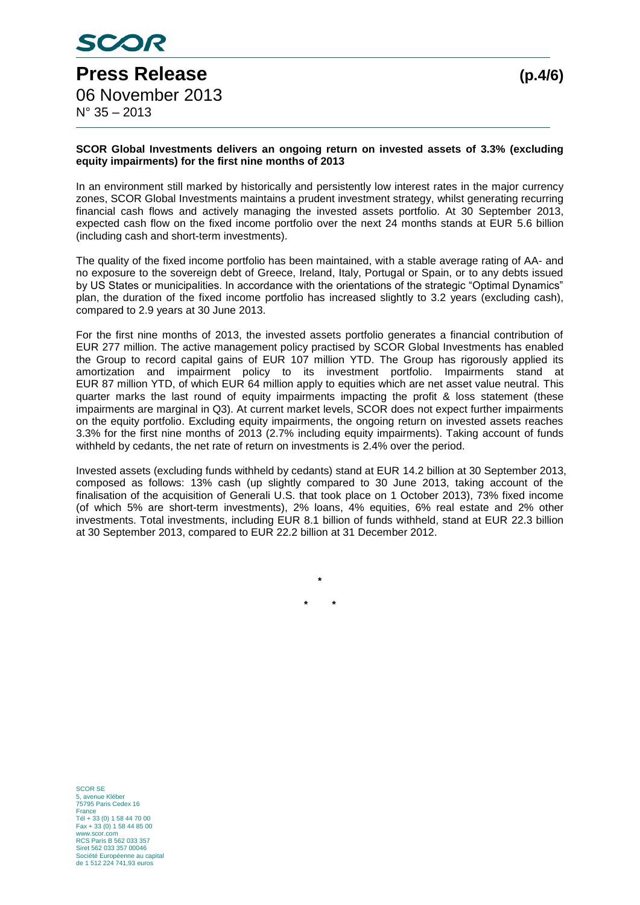**SCOR Global Investments delivers an ongoing return on invested assets of 3.3% (excluding equity impairments) for the first nine months of 2013**

In an environment still marked by historically and persistently low interest rates in the major currency zones, SCOR Global Investments maintains a prudent investment strategy, whilst generating recurring financial cash flows and actively managing the invested assets portfolio. At 30 September 2013, expected cash flow on the fixed income portfolio over the next 24 months stands at EUR 5.6 billion (including cash and short-term investments).

The quality of the fixed income portfolio has been maintained, with a stable average rating of AA- and no exposure to the sovereign debt of Greece, Ireland, Italy, Portugal or Spain, or to any debts issued by US States or municipalities. In accordance with the orientations of the strategic "Optimal Dynamics" plan, the duration of the fixed income portfolio has increased slightly to 3.2 years (excluding cash), compared to 2.9 years at 30 June 2013.

For the first nine months of 2013, the invested assets portfolio generates a financial contribution of EUR 277 million. The active management policy practised by SCOR Global Investments has enabled the Group to record capital gains of EUR 107 million YTD. The Group has rigorously applied its amortization and impairment policy to its investment portfolio. Impairments stand at EUR 87 million YTD, of which EUR 64 million apply to equities which are net asset value neutral. This quarter marks the last round of equity impairments impacting the profit & loss statement (these impairments are marginal in Q3). At current market levels, SCOR does not expect further impairments on the equity portfolio. Excluding equity impairments, the ongoing return on invested assets reaches 3.3% for the first nine months of 2013 (2.7% including equity impairments). Taking account of funds withheld by cedants, the net rate of return on investments is 2.4% over the period.

Invested assets (excluding funds withheld by cedants) stand at EUR 14.2 billion at 30 September 2013, composed as follows: 13% cash (up slightly compared to 30 June 2013, taking account of the finalisation of the acquisition of Generali U.S. that took place on 1 October 2013), 73% fixed income (of which 5% are short-term investments), 2% loans, 4% equities, 6% real estate and 2% other investments. Total investments, including EUR 8.1 billion of funds withheld, stand at EUR 22.3 billion at 30 September 2013, compared to EUR 22.2 billion at 31 December 2012.

*

\*     *

SCOR SE
5, avenue Kléber
75795 Paris Cedex 16
France
Tél + 33 (0) 1 58 44 70 00
Fax + 33 (0) 1 58 44 85 00
www.scor.com
RCS Paris B 562 033 357
Siret 562 033 357 00046
Société Européenne au capital
de 1 512 224 741,93 euros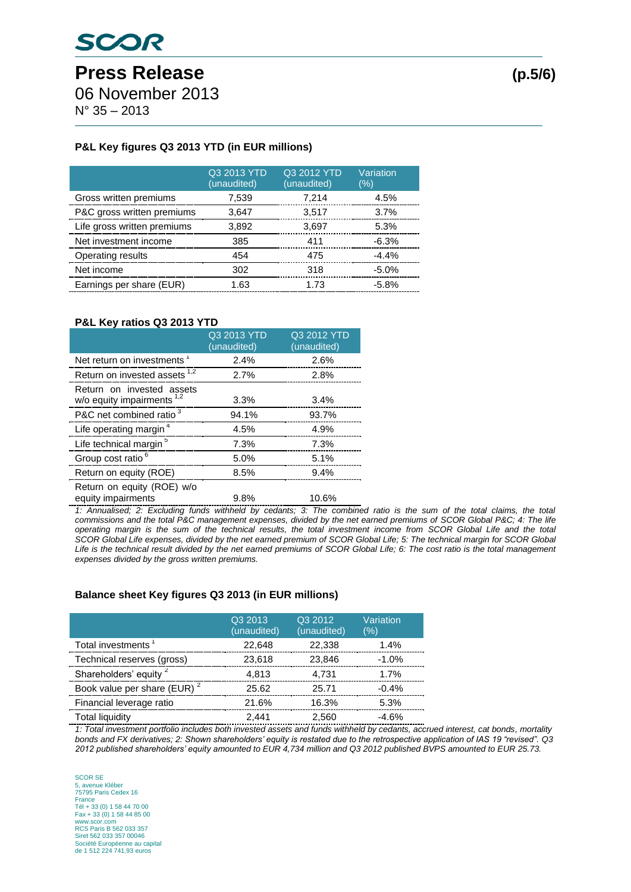### P&L Key figures Q3 2013 YTD (in EUR millions)

| | Q3 2013 YTD (unaudited) | Q3 2012 YTD (unaudited) | Variation (%) |
|---|---|---|---|
| Gross written premiums | 7,539 | 7,214 | 4.5% |
| P&C gross written premiums | 3,647 | 3,517 | 3.7% |
| Life gross written premiums | 3,892 | 3,697 | 5.3% |
| Net investment income | 385 | 411 | -6.3% |
| Operating results | 454 | 475 | -4.4% |
| Net income | 302 | 318 | -5.0% |
| Earnings per share (EUR) | 1.63 | 1.73 | -5.8% |

### P&L Key ratios Q3 2013 YTD

| | Q3 2013 YTD (unaudited) | Q3 2012 YTD (unaudited) |
|---|---|---|
| Net return on investments [1] | 2.4% | 2.6% |
| Return on invested assets [1,2] | 2.7% | 2.8% |
| Return on invested assets w/o equity impairments [1,2] | 3.3% | 3.4% |
| P&C net combined ratio [3] | 94.1% | 93.7% |
| Life operating margin [4] | 4.5% | 4.9% |
| Life technical margin [5] | 7.3% | 7.3% |
| Group cost ratio [6] | 5.0% | 5.1% |
| Return on equity (ROE) | 8.5% | 9.4% |
| Return on equity (ROE) w/o equity impairments | 9.8% | 10.6% |

*1: Annualised; 2: Excluding funds withheld by cedants; 3: The combined ratio is the sum of the total claims, the total commissions and the total P&C management expenses, divided by the net earned premiums of SCOR Global P&C; 4: The life operating margin is the sum of the technical results, the total investment income from SCOR Global Life and the total SCOR Global Life expenses, divided by the net earned premium of SCOR Global Life; 5: The technical margin for SCOR Global Life is the technical result divided by the net earned premiums of SCOR Global Life; 6: The cost ratio is the total management expenses divided by the gross written premiums.*

### Balance sheet Key figures Q3 2013 (in EUR millions)

| | Q3 2013 (unaudited) | Q3 2012 (unaudited) | Variation (%) |
|---|---|---|---|
| Total investments [1] | 22,648 | 22,338 | 1.4% |
| Technical reserves (gross) | 23,618 | 23,846 | -1.0% |
| Shareholders' equity [2] | 4,813 | 4,731 | 1.7% |
| Book value per share (EUR) [2] | 25.62 | 25.71 | -0.4% |
| Financial leverage ratio | 21.6% | 16.3% | 5.3% |
| Total liquidity | 2,441 | 2,560 | -4.6% |

*1: Total investment portfolio includes both invested assets and funds withheld by cedants, accrued interest, cat bonds, mortality bonds and FX derivatives; 2: Shown shareholders' equity is restated due to the retrospective application of IAS 19 "revised". Q3 2012 published shareholders' equity amounted to EUR 4,734 million and Q3 2012 published BVPS amounted to EUR 25.73.*

SCOR SE
5, avenue Kléber
75795 Paris Cedex 16
France
Tél + 33 (0) 1 58 44 70 00
Fax + 33 (0) 1 58 44 85 00
www.scor.com
RCS Paris B 562 033 357
Siret 562 033 357 00046
Société Européenne au capital
de 1 512 224 741,93 euros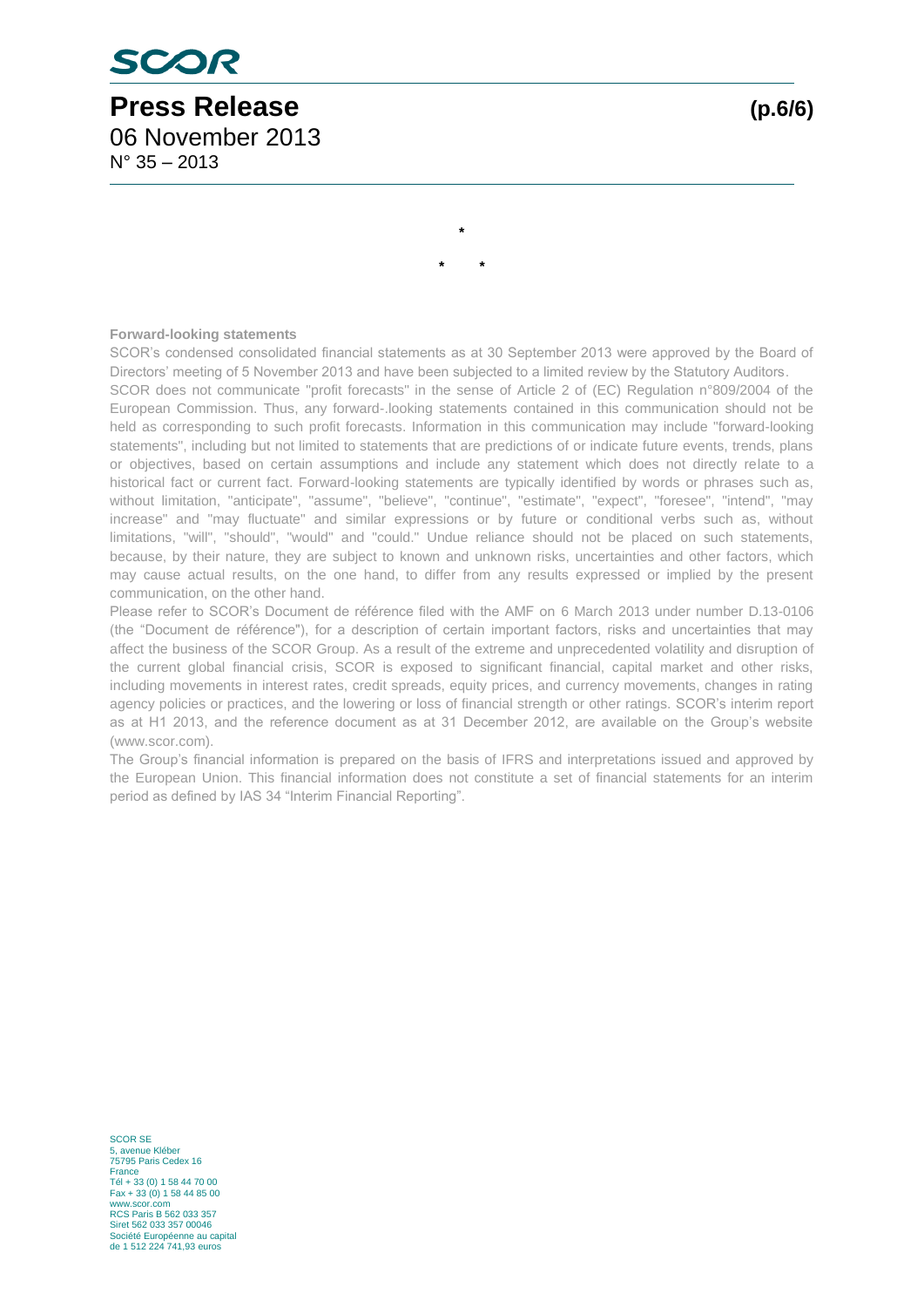\*

\* \*

**Forward-looking statements**

SCOR's condensed consolidated financial statements as at 30 September 2013 were approved by the Board of Directors' meeting of 5 November 2013 and have been subjected to a limited review by the Statutory Auditors.

SCOR does not communicate "profit forecasts" in the sense of Article 2 of (EC) Regulation n°809/2004 of the European Commission. Thus, any forward-.looking statements contained in this communication should not be held as corresponding to such profit forecasts. Information in this communication may include "forward-looking statements", including but not limited to statements that are predictions of or indicate future events, trends, plans or objectives, based on certain assumptions and include any statement which does not directly relate to a historical fact or current fact. Forward-looking statements are typically identified by words or phrases such as, without limitation, "anticipate", "assume", "believe", "continue", "estimate", "expect", "foresee", "intend", "may increase" and "may fluctuate" and similar expressions or by future or conditional verbs such as, without limitations, "will", "should", "would" and "could." Undue reliance should not be placed on such statements, because, by their nature, they are subject to known and unknown risks, uncertainties and other factors, which may cause actual results, on the one hand, to differ from any results expressed or implied by the present communication, on the other hand.

Please refer to SCOR's Document de référence filed with the AMF on 6 March 2013 under number D.13-0106 (the "Document de référence"), for a description of certain important factors, risks and uncertainties that may affect the business of the SCOR Group. As a result of the extreme and unprecedented volatility and disruption of the current global financial crisis, SCOR is exposed to significant financial, capital market and other risks, including movements in interest rates, credit spreads, equity prices, and currency movements, changes in rating agency policies or practices, and the lowering or loss of financial strength or other ratings. SCOR's interim report as at H1 2013, and the reference document as at 31 December 2012, are available on the Group's website (www.scor.com).

The Group's financial information is prepared on the basis of IFRS and interpretations issued and approved by the European Union. This financial information does not constitute a set of financial statements for an interim period as defined by IAS 34 "Interim Financial Reporting".

SCOR SE
5, avenue Kléber
75795 Paris Cedex 16
France
Tél + 33 (0) 1 58 44 70 00
Fax + 33 (0) 1 58 44 85 00
www.scor.com
RCS Paris B 562 033 357
Siret 562 033 357 00046
Société Européenne au capital
de 1 512 224 741,93 euros